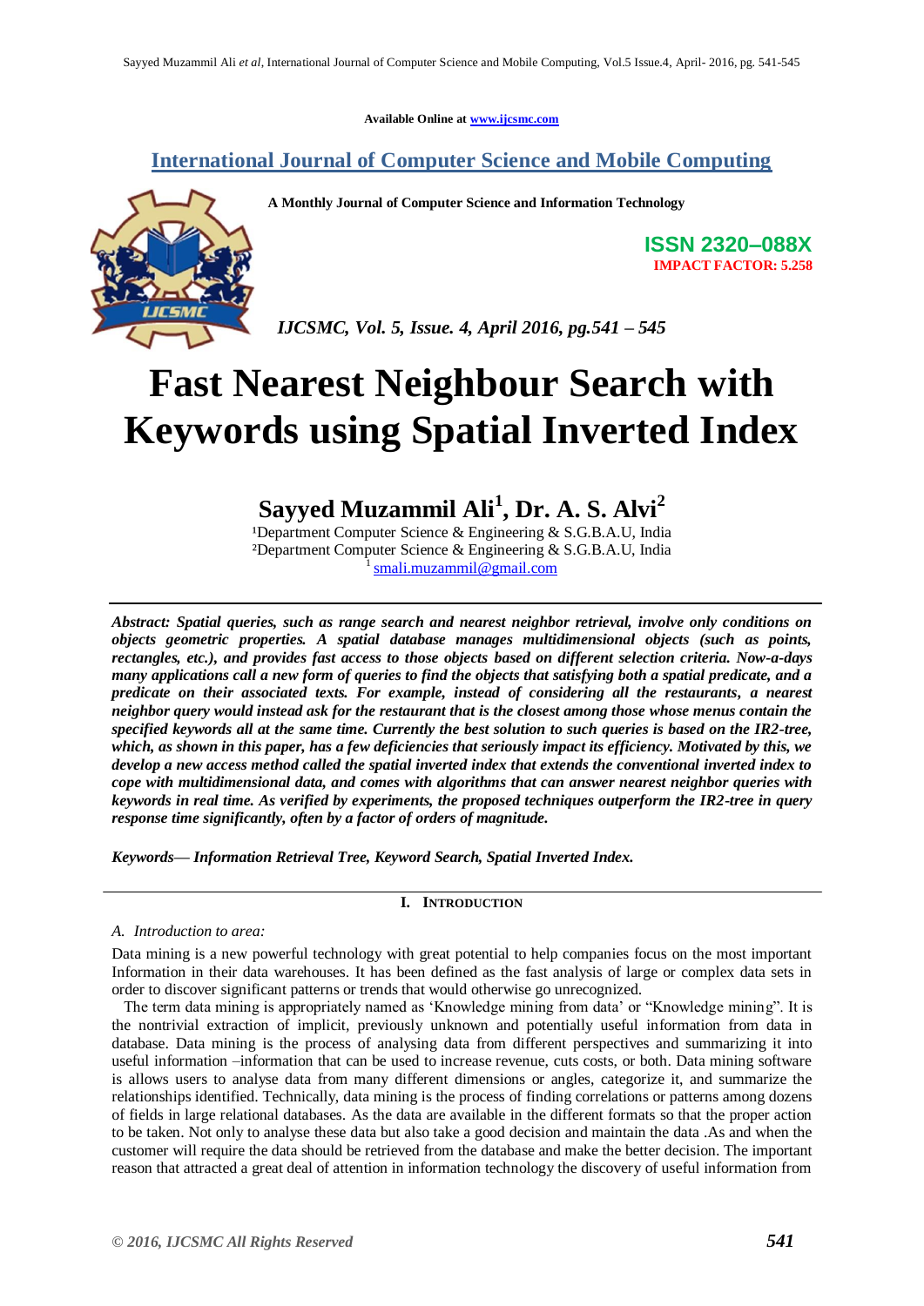Available Online at www.ijcsmc.com

**International Journal of Computer Science and Mobile Computing**

**A Monthly Journal of Computer Science and Information Technology**

**ISSN 2320–088X**
**IMPACT FACTOR: 5.258**

*IJCSMC, Vol. 5, Issue. 4, April 2016, pg.541 – 545*

# Fast Nearest Neighbour Search with Keywords using Spatial Inverted Index

**Sayyed Muzammil Ali[1], Dr. A. S. Alvi[2]**

[1]Department Computer Science & Engineering & S.G.B.A.U, India
[2]Department Computer Science & Engineering & S.G.B.A.U, India
[1] smali.muzammil@gmail.com

***Abstract:** Spatial queries, such as range search and nearest neighbor retrieval, involve only conditions on objects geometric properties. A spatial database manages multidimensional objects (such as points, rectangles, etc.), and provides fast access to those objects based on different selection criteria. Now-a-days many applications call a new form of queries to find the objects that satisfying both a spatial predicate, and a predicate on their associated texts. For example, instead of considering all the restaurants, a nearest neighbor query would instead ask for the restaurant that is the closest among those whose menus contain the specified keywords all at the same time. Currently the best solution to such queries is based on the IR2-tree, which, as shown in this paper, has a few deficiencies that seriously impact its efficiency. Motivated by this, we develop a new access method called the spatial inverted index that extends the conventional inverted index to cope with multidimensional data, and comes with algorithms that can answer nearest neighbor queries with keywords in real time. As verified by experiments, the proposed techniques outperform the IR2-tree in query response time significantly, often by a factor of orders of magnitude.*

***Keywords**— Information Retrieval Tree, Keyword Search, Spatial Inverted Index.*

## I. Introduction

### *A. Introduction to area:*

Data mining is a new powerful technology with great potential to help companies focus on the most important Information in their data warehouses. It has been defined as the fast analysis of large or complex data sets in order to discover significant patterns or trends that would otherwise go unrecognized.

The term data mining is appropriately named as 'Knowledge mining from data' or "Knowledge mining". It is the nontrivial extraction of implicit, previously unknown and potentially useful information from data in database. Data mining is the process of analysing data from different perspectives and summarizing it into useful information –information that can be used to increase revenue, cuts costs, or both. Data mining software is allows users to analyse data from many different dimensions or angles, categorize it, and summarize the relationships identified. Technically, data mining is the process of finding correlations or patterns among dozens of fields in large relational databases. As the data are available in the different formats so that the proper action to be taken. Not only to analyse these data but also take a good decision and maintain the data .As and when the customer will require the data should be retrieved from the database and make the better decision. The important reason that attracted a great deal of attention in information technology the discovery of useful information from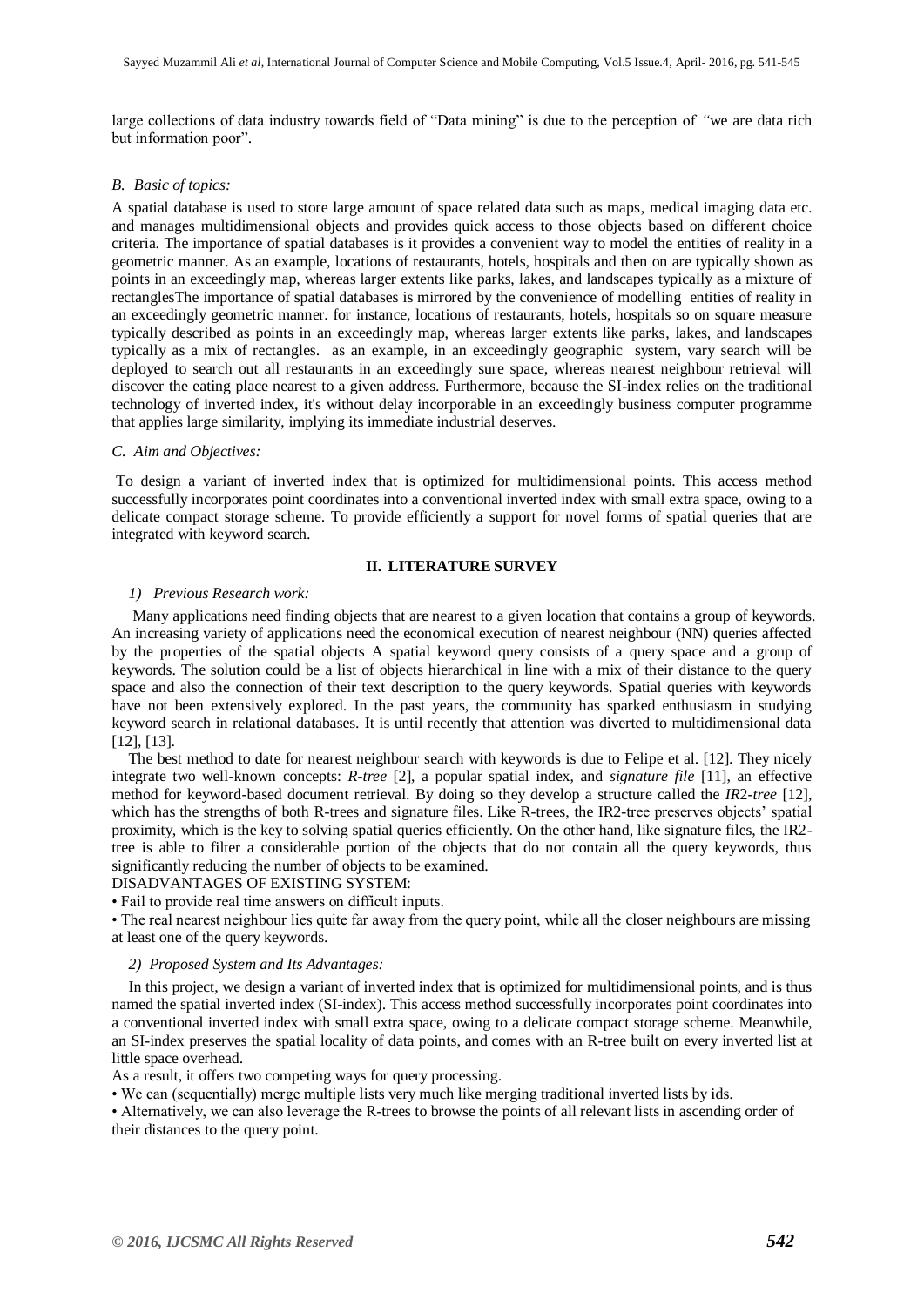large collections of data industry towards field of "Data mining" is due to the perception of *"*we are data rich but information poor".

*B. Basic of topics:*

A spatial database is used to store large amount of space related data such as maps, medical imaging data etc. and manages multidimensional objects and provides quick access to those objects based on different choice criteria. The importance of spatial databases is it provides a convenient way to model the entities of reality in a geometric manner. As an example, locations of restaurants, hotels, hospitals and then on are typically shown as points in an exceedingly map, whereas larger extents like parks, lakes, and landscapes typically as a mixture of rectanglesThe importance of spatial databases is mirrored by the convenience of modelling entities of reality in an exceedingly geometric manner. for instance, locations of restaurants, hotels, hospitals so on square measure typically described as points in an exceedingly map, whereas larger extents like parks, lakes, and landscapes typically as a mix of rectangles. as an example, in an exceedingly geographic system, vary search will be deployed to search out all restaurants in an exceedingly sure space, whereas nearest neighbour retrieval will discover the eating place nearest to a given address. Furthermore, because the SI-index relies on the traditional technology of inverted index, it's without delay incorporable in an exceedingly business computer programme that applies large similarity, implying its immediate industrial deserves.

*C. Aim and Objectives:*

To design a variant of inverted index that is optimized for multidimensional points. This access method successfully incorporates point coordinates into a conventional inverted index with small extra space, owing to a delicate compact storage scheme. To provide efficiently a support for novel forms of spatial queries that are integrated with keyword search.

## II. LITERATURE SURVEY

*1) Previous Research work:*

Many applications need finding objects that are nearest to a given location that contains a group of keywords. An increasing variety of applications need the economical execution of nearest neighbour (NN) queries affected by the properties of the spatial objects A spatial keyword query consists of a query space and a group of keywords. The solution could be a list of objects hierarchical in line with a mix of their distance to the query space and also the connection of their text description to the query keywords. Spatial queries with keywords have not been extensively explored. In the past years, the community has sparked enthusiasm in studying keyword search in relational databases. It is until recently that attention was diverted to multidimensional data [12], [13].

The best method to date for nearest neighbour search with keywords is due to Felipe et al. [12]. They nicely integrate two well-known concepts: *R-tree* [2], a popular spatial index, and *signature file* [11], an effective method for keyword-based document retrieval. By doing so they develop a structure called the *IR2-tree* [12], which has the strengths of both R-trees and signature files. Like R-trees, the IR2-tree preserves objects' spatial proximity, which is the key to solving spatial queries efficiently. On the other hand, like signature files, the IR2-tree is able to filter a considerable portion of the objects that do not contain all the query keywords, thus significantly reducing the number of objects to be examined.

DISADVANTAGES OF EXISTING SYSTEM:

- Fail to provide real time answers on difficult inputs.
- The real nearest neighbour lies quite far away from the query point, while all the closer neighbours are missing at least one of the query keywords.

*2) Proposed System and Its Advantages:*

In this project, we design a variant of inverted index that is optimized for multidimensional points, and is thus named the spatial inverted index (SI-index). This access method successfully incorporates point coordinates into a conventional inverted index with small extra space, owing to a delicate compact storage scheme. Meanwhile, an SI-index preserves the spatial locality of data points, and comes with an R-tree built on every inverted list at little space overhead.

As a result, it offers two competing ways for query processing.

- We can (sequentially) merge multiple lists very much like merging traditional inverted lists by ids.
- Alternatively, we can also leverage the R-trees to browse the points of all relevant lists in ascending order of their distances to the query point.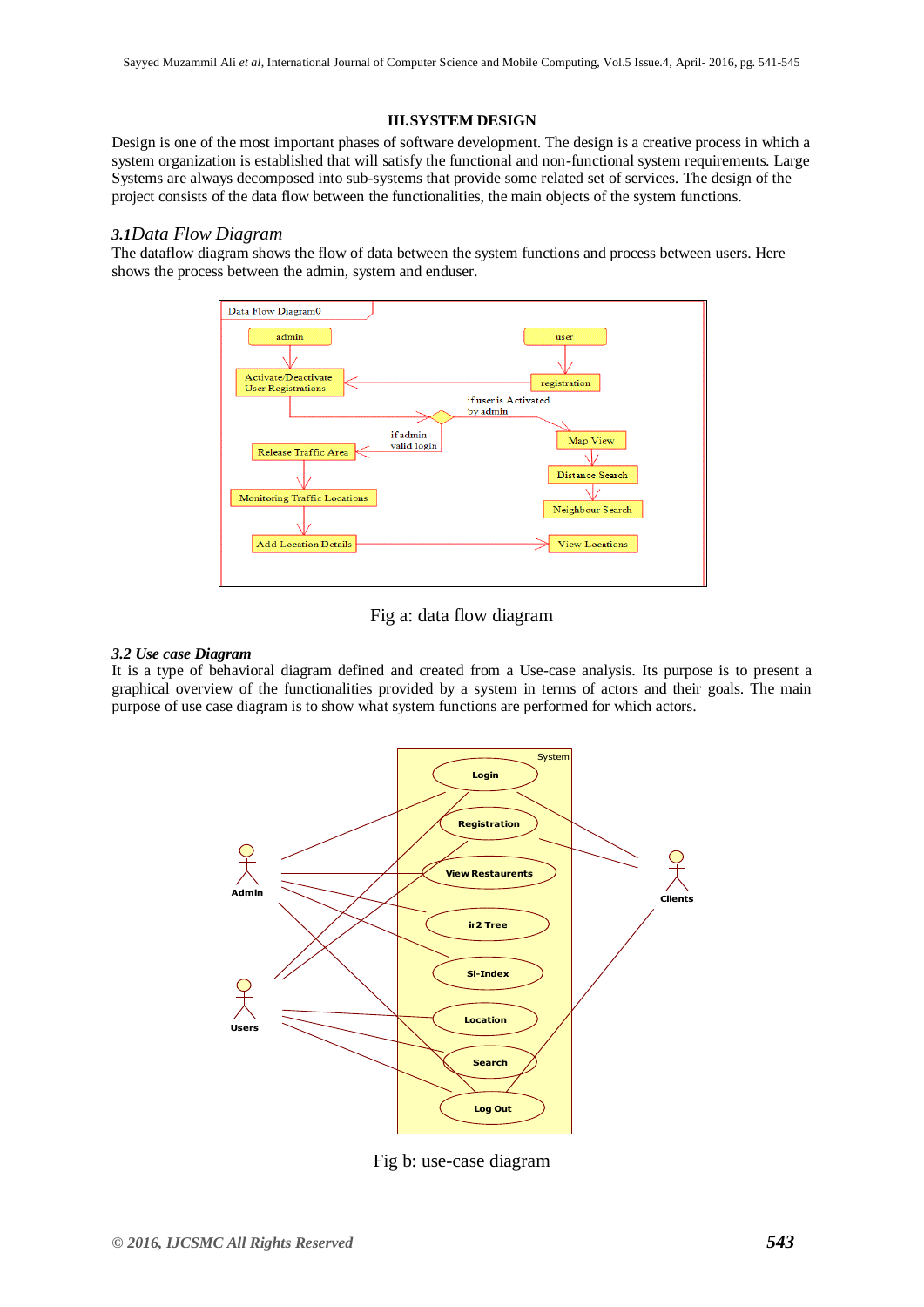## III.SYSTEM DESIGN

Design is one of the most important phases of software development. The design is a creative process in which a system organization is established that will satisfy the functional and non-functional system requirements. Large Systems are always decomposed into sub-systems that provide some related set of services. The design of the project consists of the data flow between the functionalities, the main objects of the system functions.

### *3.1Data Flow Diagram*

The dataflow diagram shows the flow of data between the system functions and process between users. Here shows the process between the admin, system and enduser.

Fig a: data flow diagram

### *3.2 Use case Diagram*

It is a type of behavioral diagram defined and created from a Use-case analysis. Its purpose is to present a graphical overview of the functionalities provided by a system in terms of actors and their goals. The main purpose of use case diagram is to show what system functions are performed for which actors.

Fig b: use-case diagram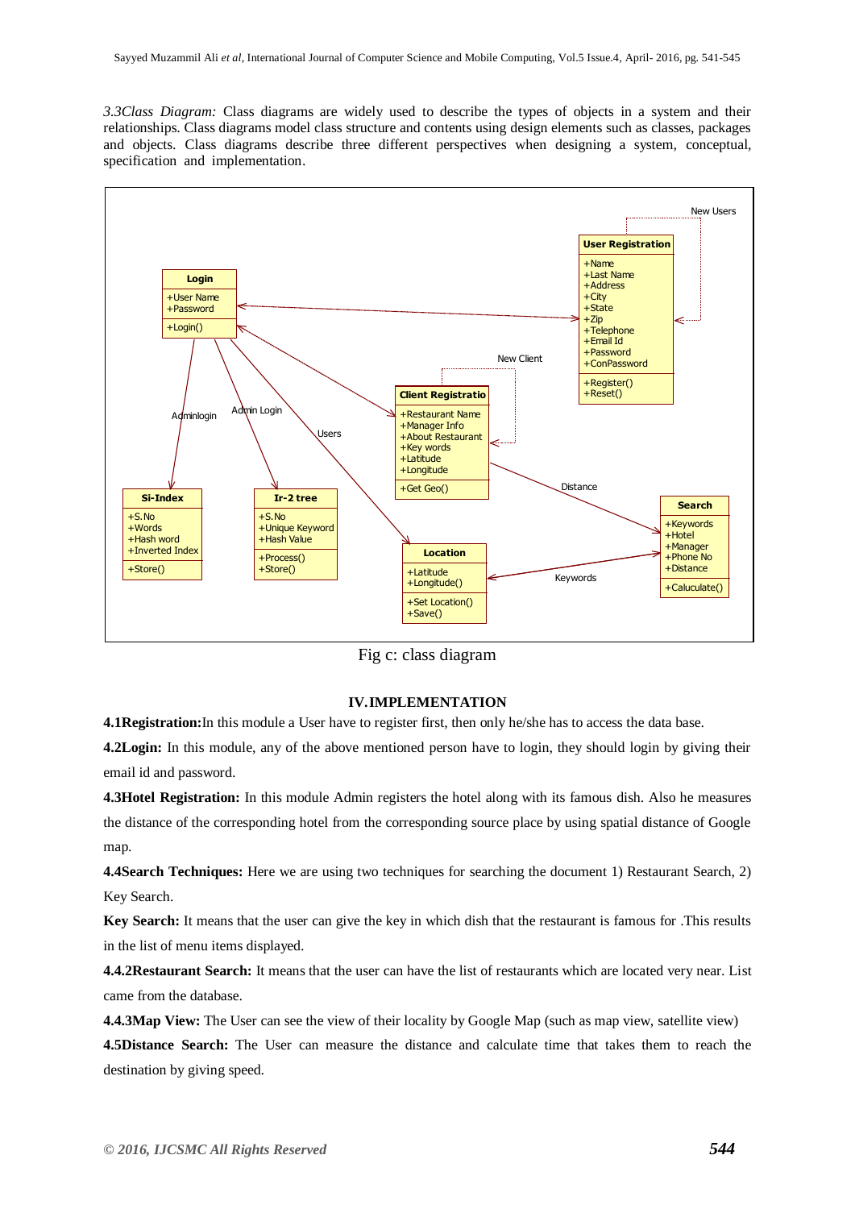*3.3Class Diagram:* Class diagrams are widely used to describe the types of objects in a system and their relationships. Class diagrams model class structure and contents using design elements such as classes, packages and objects. Class diagrams describe three different perspectives when designing a system, conceptual, specification and implementation.

Fig c: class diagram

## IV. IMPLEMENTATION

**4.1Registration:** In this module a User have to register first, then only he/she has to access the data base.

**4.2Login:** In this module, any of the above mentioned person have to login, they should login by giving their email id and password.

**4.3Hotel Registration:** In this module Admin registers the hotel along with its famous dish. Also he measures the distance of the corresponding hotel from the corresponding source place by using spatial distance of Google map.

**4.4Search Techniques:** Here we are using two techniques for searching the document 1) Restaurant Search, 2) Key Search.

**Key Search:** It means that the user can give the key in which dish that the restaurant is famous for .This results in the list of menu items displayed.

**4.4.2Restaurant Search:** It means that the user can have the list of restaurants which are located very near. List came from the database.

**4.4.3Map View:** The User can see the view of their locality by Google Map (such as map view, satellite view)

**4.5Distance Search:** The User can measure the distance and calculate time that takes them to reach the destination by giving speed.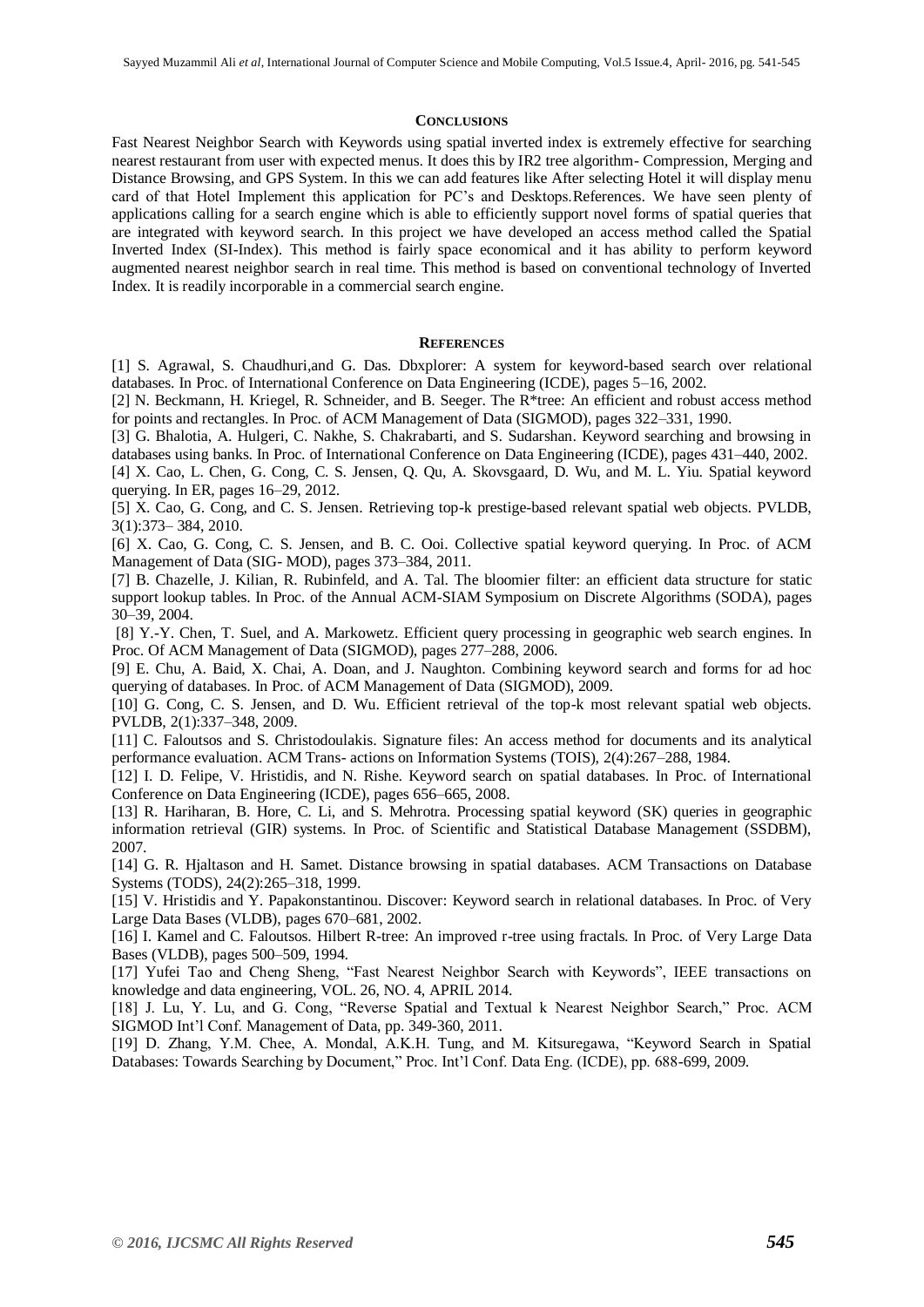## CONCLUSIONS

Fast Nearest Neighbor Search with Keywords using spatial inverted index is extremely effective for searching nearest restaurant from user with expected menus. It does this by IR2 tree algorithm- Compression, Merging and Distance Browsing, and GPS System. In this we can add features like After selecting Hotel it will display menu card of that Hotel Implement this application for PC's and Desktops.References. We have seen plenty of applications calling for a search engine which is able to efficiently support novel forms of spatial queries that are integrated with keyword search. In this project we have developed an access method called the Spatial Inverted Index (SI-Index). This method is fairly space economical and it has ability to perform keyword augmented nearest neighbor search in real time. This method is based on conventional technology of Inverted Index. It is readily incorporable in a commercial search engine.

## REFERENCES

[1] S. Agrawal, S. Chaudhuri,and G. Das. Dbxplorer: A system for keyword-based search over relational databases. In Proc. of International Conference on Data Engineering (ICDE), pages 5–16, 2002.

[2] N. Beckmann, H. Kriegel, R. Schneider, and B. Seeger. The R*tree: An efficient and robust access method for points and rectangles. In Proc. of ACM Management of Data (SIGMOD), pages 322–331, 1990.

[3] G. Bhalotia, A. Hulgeri, C. Nakhe, S. Chakrabarti, and S. Sudarshan. Keyword searching and browsing in databases using banks. In Proc. of International Conference on Data Engineering (ICDE), pages 431–440, 2002.

[4] X. Cao, L. Chen, G. Cong, C. S. Jensen, Q. Qu, A. Skovsgaard, D. Wu, and M. L. Yiu. Spatial keyword querying. In ER, pages 16–29, 2012.

[5] X. Cao, G. Cong, and C. S. Jensen. Retrieving top-k prestige-based relevant spatial web objects. PVLDB, 3(1):373– 384, 2010.

[6] X. Cao, G. Cong, C. S. Jensen, and B. C. Ooi. Collective spatial keyword querying. In Proc. of ACM Management of Data (SIG- MOD), pages 373–384, 2011.

[7] B. Chazelle, J. Kilian, R. Rubinfeld, and A. Tal. The bloomier filter: an efficient data structure for static support lookup tables. In Proc. of the Annual ACM-SIAM Symposium on Discrete Algorithms (SODA), pages 30–39, 2004.

[8] Y.-Y. Chen, T. Suel, and A. Markowetz. Efficient query processing in geographic web search engines. In Proc. Of ACM Management of Data (SIGMOD), pages 277–288, 2006.

[9] E. Chu, A. Baid, X. Chai, A. Doan, and J. Naughton. Combining keyword search and forms for ad hoc querying of databases. In Proc. of ACM Management of Data (SIGMOD), 2009.

[10] G. Cong, C. S. Jensen, and D. Wu. Efficient retrieval of the top-k most relevant spatial web objects. PVLDB, 2(1):337–348, 2009.

[11] C. Faloutsos and S. Christodoulakis. Signature files: An access method for documents and its analytical performance evaluation. ACM Trans- actions on Information Systems (TOIS), 2(4):267–288, 1984.

[12] I. D. Felipe, V. Hristidis, and N. Rishe. Keyword search on spatial databases. In Proc. of International Conference on Data Engineering (ICDE), pages 656–665, 2008.

[13] R. Hariharan, B. Hore, C. Li, and S. Mehrotra. Processing spatial keyword (SK) queries in geographic information retrieval (GIR) systems. In Proc. of Scientific and Statistical Database Management (SSDBM), 2007.

[14] G. R. Hjaltason and H. Samet. Distance browsing in spatial databases. ACM Transactions on Database Systems (TODS), 24(2):265–318, 1999.

[15] V. Hristidis and Y. Papakonstantinou. Discover: Keyword search in relational databases. In Proc. of Very Large Data Bases (VLDB), pages 670–681, 2002.

[16] I. Kamel and C. Faloutsos. Hilbert R-tree: An improved r-tree using fractals. In Proc. of Very Large Data Bases (VLDB), pages 500–509, 1994.

[17] Yufei Tao and Cheng Sheng, "Fast Nearest Neighbor Search with Keywords", IEEE transactions on knowledge and data engineering, VOL. 26, NO. 4, APRIL 2014.

[18] J. Lu, Y. Lu, and G. Cong, "Reverse Spatial and Textual k Nearest Neighbor Search," Proc. ACM SIGMOD Int'l Conf. Management of Data, pp. 349-360, 2011.

[19] D. Zhang, Y.M. Chee, A. Mondal, A.K.H. Tung, and M. Kitsuregawa, "Keyword Search in Spatial Databases: Towards Searching by Document," Proc. Int'l Conf. Data Eng. (ICDE), pp. 688-699, 2009.